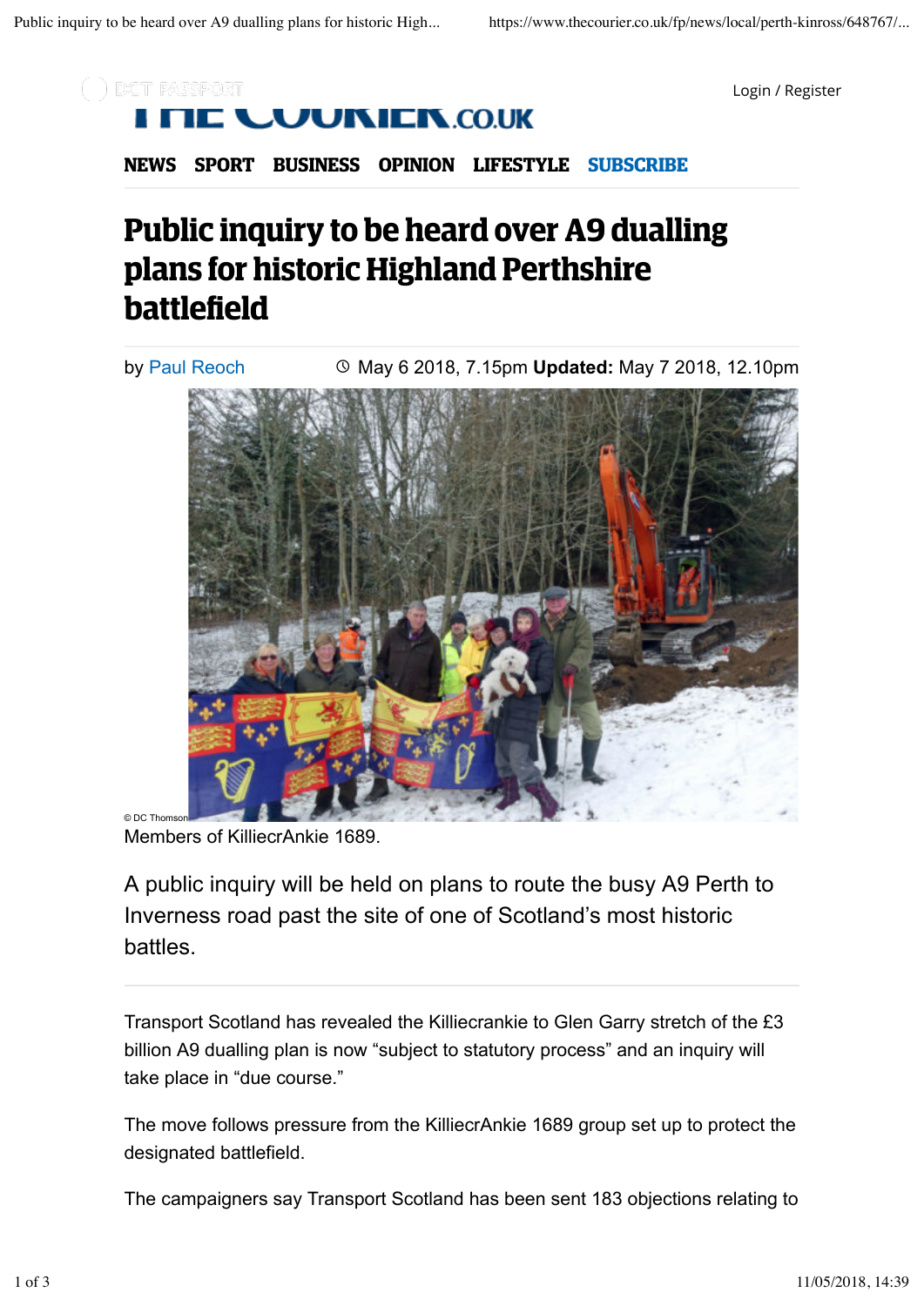# Public inquiry to be heard over A9 dualling plans for historic Highland Perthshire battlefield

by Paul Reoch    May 6 2018, 7.15pm **Updated:** May 7 2018, 12.10pm

© DC Thomson

Members of KilliecrAnkie 1689.

A public inquiry will be held on plans to route the busy A9 Perth to Inverness road past the site of one of Scotland's most historic battles.

Transport Scotland has revealed the Killiecrankie to Glen Garry stretch of the £3 billion A9 dualling plan is now "subject to statutory process" and an inquiry will take place in "due course."

The move follows pressure from the KilliecrAnkie 1689 group set up to protect the designated battlefield.

The campaigners say Transport Scotland has been sent 183 objections relating to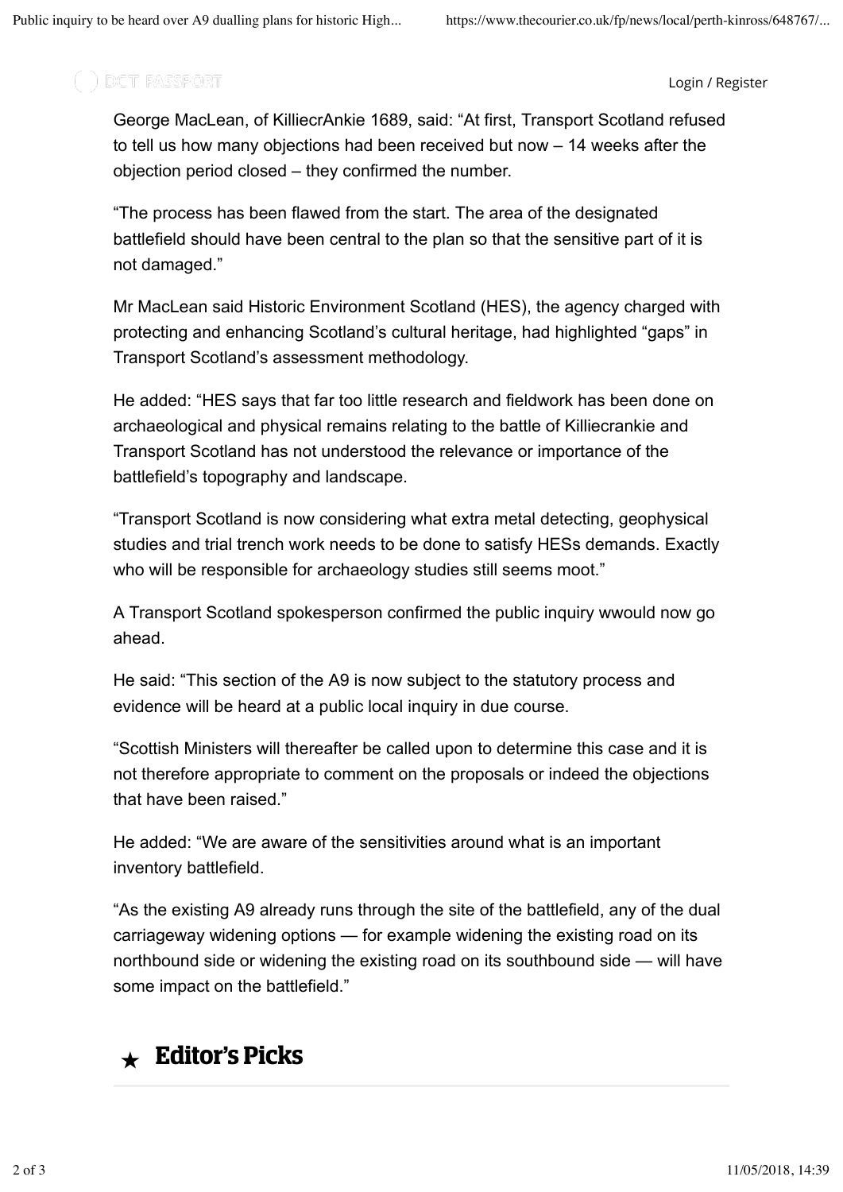George MacLean, of KilliecrAnkie 1689, said: "At first, Transport Scotland refused to tell us how many objections had been received but now – 14 weeks after the objection period closed – they confirmed the number.

"The process has been flawed from the start. The area of the designated battlefield should have been central to the plan so that the sensitive part of it is not damaged."

Mr MacLean said Historic Environment Scotland (HES), the agency charged with protecting and enhancing Scotland's cultural heritage, had highlighted "gaps" in Transport Scotland's assessment methodology.

He added: "HES says that far too little research and fieldwork has been done on archaeological and physical remains relating to the battle of Killiecrankie and Transport Scotland has not understood the relevance or importance of the battlefield's topography and landscape.

"Transport Scotland is now considering what extra metal detecting, geophysical studies and trial trench work needs to be done to satisfy HESs demands. Exactly who will be responsible for archaeology studies still seems moot."

A Transport Scotland spokesperson confirmed the public inquiry wwould now go ahead.

He said: "This section of the A9 is now subject to the statutory process and evidence will be heard at a public local inquiry in due course.

"Scottish Ministers will thereafter be called upon to determine this case and it is not therefore appropriate to comment on the proposals or indeed the objections that have been raised."

He added: "We are aware of the sensitivities around what is an important inventory battlefield.

"As the existing A9 already runs through the site of the battlefield, any of the dual carriageway widening options — for example widening the existing road on its northbound side or widening the existing road on its southbound side — will have some impact on the battlefield."

## ★ Editor's Picks